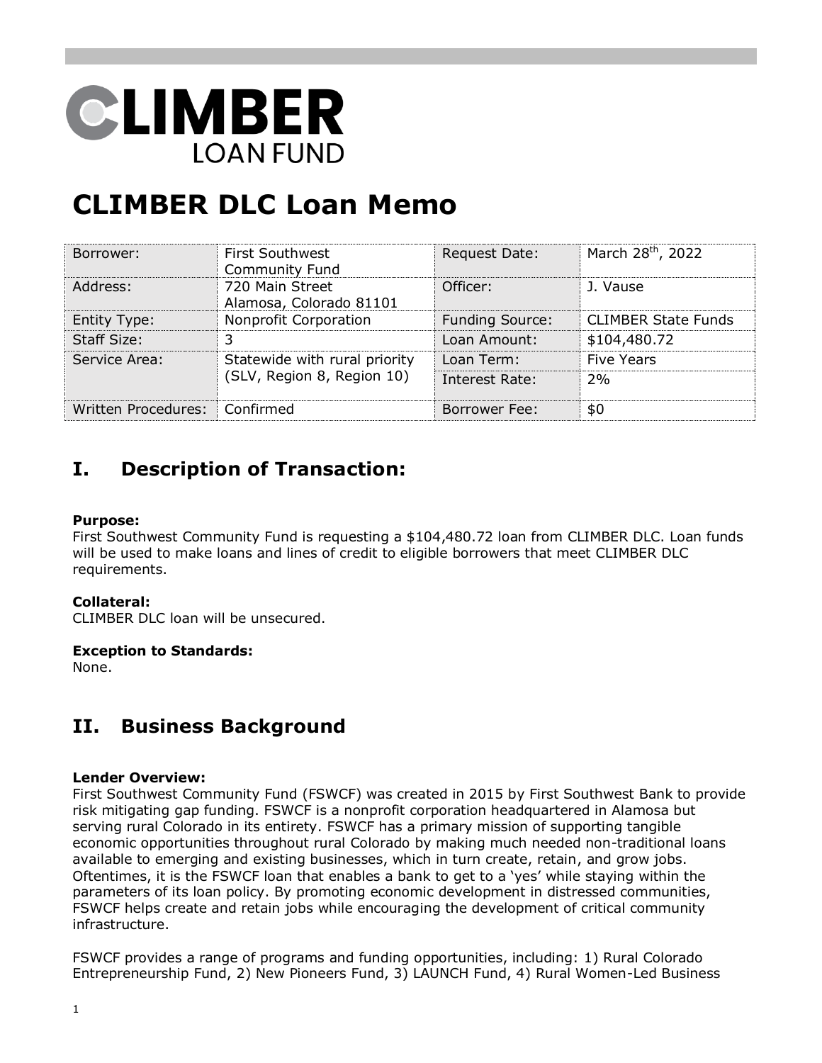# CLIMBER LOAN FUND

# CLIMBER DLC Loan Memo

| Borrower: | First Southwest Community Fund | Request Date: | March 28th, 2022 |
|---|---|---|---|
| Address: | 720 Main Street Alamosa, Colorado 81101 | Officer: | J. Vause |
| Entity Type: | Nonprofit Corporation | Funding Source: | CLIMBER State Funds |
| Staff Size: | 3 | Loan Amount: | $104,480.72 |
| Service Area: | Statewide with rural priority (SLV, Region 8, Region 10) | Loan Term: | Five Years |
| | | Interest Rate: | 2% |
| Written Procedures: | Confirmed | Borrower Fee: | $0 |

## I. Description of Transaction:

**Purpose:**
First Southwest Community Fund is requesting a $104,480.72 loan from CLIMBER DLC. Loan funds will be used to make loans and lines of credit to eligible borrowers that meet CLIMBER DLC requirements.

**Collateral:**
CLIMBER DLC loan will be unsecured.

**Exception to Standards:**
None.

## II. Business Background

**Lender Overview:**
First Southwest Community Fund (FSWCF) was created in 2015 by First Southwest Bank to provide risk mitigating gap funding. FSWCF is a nonprofit corporation headquartered in Alamosa but serving rural Colorado in its entirety. FSWCF has a primary mission of supporting tangible economic opportunities throughout rural Colorado by making much needed non-traditional loans available to emerging and existing businesses, which in turn create, retain, and grow jobs. Oftentimes, it is the FSWCF loan that enables a bank to get to a 'yes' while staying within the parameters of its loan policy. By promoting economic development in distressed communities, FSWCF helps create and retain jobs while encouraging the development of critical community infrastructure.

FSWCF provides a range of programs and funding opportunities, including: 1) Rural Colorado Entrepreneurship Fund, 2) New Pioneers Fund, 3) LAUNCH Fund, 4) Rural Women-Led Business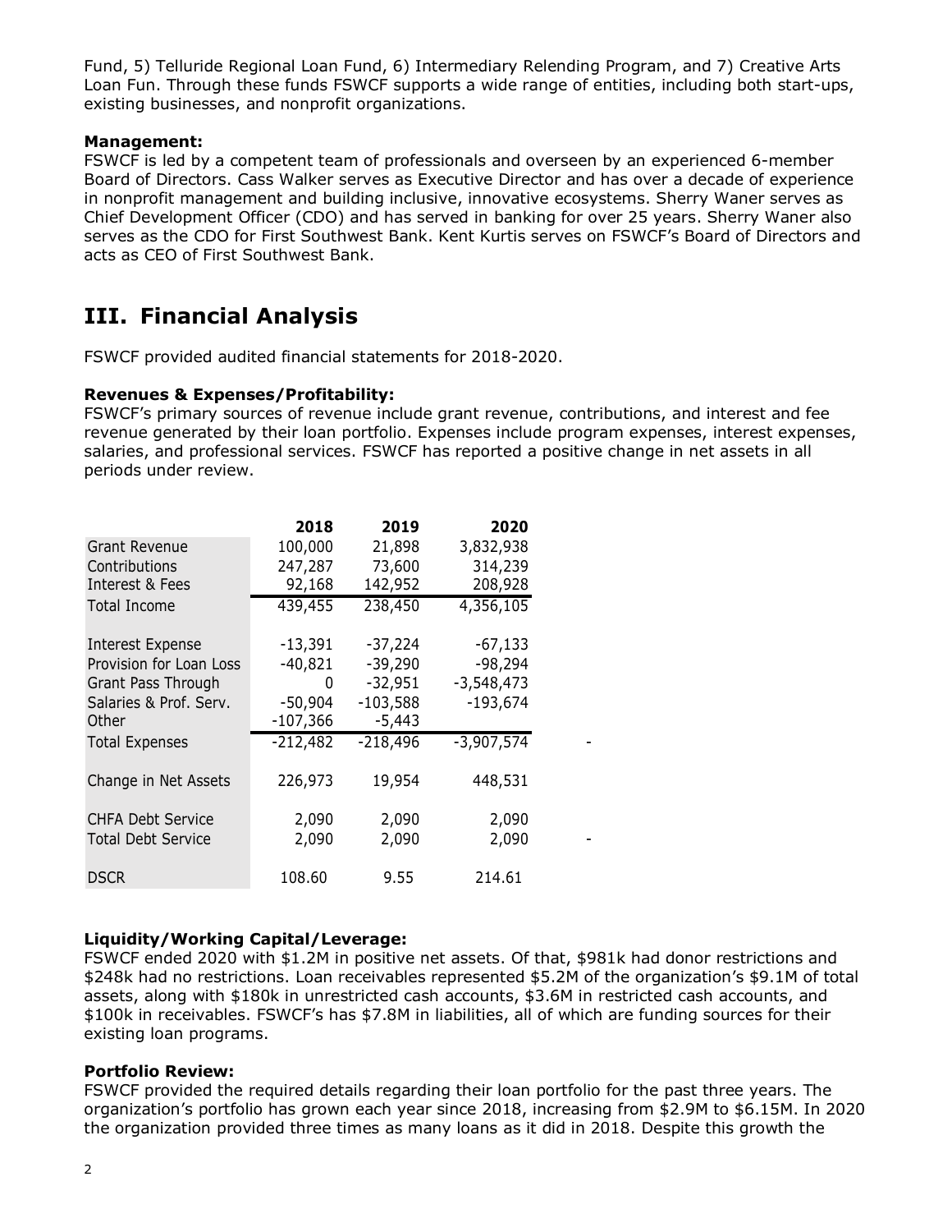Fund, 5) Telluride Regional Loan Fund, 6) Intermediary Relending Program, and 7) Creative Arts Loan Fun. Through these funds FSWCF supports a wide range of entities, including both start-ups, existing businesses, and nonprofit organizations.

**Management:**
FSWCF is led by a competent team of professionals and overseen by an experienced 6-member Board of Directors. Cass Walker serves as Executive Director and has over a decade of experience in nonprofit management and building inclusive, innovative ecosystems. Sherry Waner serves as Chief Development Officer (CDO) and has served in banking for over 25 years. Sherry Waner also serves as the CDO for First Southwest Bank. Kent Kurtis serves on FSWCF's Board of Directors and acts as CEO of First Southwest Bank.

# III. Financial Analysis

FSWCF provided audited financial statements for 2018-2020.

**Revenues & Expenses/Profitability:**
FSWCF's primary sources of revenue include grant revenue, contributions, and interest and fee revenue generated by their loan portfolio. Expenses include program expenses, interest expenses, salaries, and professional services. FSWCF has reported a positive change in net assets in all periods under review.

| | 2018 | 2019 | 2020 |
|---|---|---|---|
| Grant Revenue | 100,000 | 21,898 | 3,832,938 |
| Contributions | 247,287 | 73,600 | 314,239 |
| Interest & Fees | 92,168 | 142,952 | 208,928 |
| Total Income | 439,455 | 238,450 | 4,356,105 |
| | | | |
| Interest Expense | -13,391 | -37,224 | -67,133 |
| Provision for Loan Loss | -40,821 | -39,290 | -98,294 |
| Grant Pass Through | 0 | -32,951 | -3,548,473 |
| Salaries & Prof. Serv. | -50,904 | -103,588 | -193,674 |
| Other | -107,366 | -5,443 | |
| Total Expenses | -212,482 | -218,496 | -3,907,574 |
| | | | |
| Change in Net Assets | 226,973 | 19,954 | 448,531 |
| | | | |
| CHFA Debt Service | 2,090 | 2,090 | 2,090 |
| Total Debt Service | 2,090 | 2,090 | 2,090 |
| | | | |
| DSCR | 108.60 | 9.55 | 214.61 |

**Liquidity/Working Capital/Leverage:**
FSWCF ended 2020 with $1.2M in positive net assets. Of that, $981k had donor restrictions and $248k had no restrictions. Loan receivables represented $5.2M of the organization's $9.1M of total assets, along with $180k in unrestricted cash accounts, $3.6M in restricted cash accounts, and $100k in receivables. FSWCF's has $7.8M in liabilities, all of which are funding sources for their existing loan programs.

**Portfolio Review:**
FSWCF provided the required details regarding their loan portfolio for the past three years. The organization's portfolio has grown each year since 2018, increasing from $2.9M to $6.15M. In 2020 the organization provided three times as many loans as it did in 2018. Despite this growth the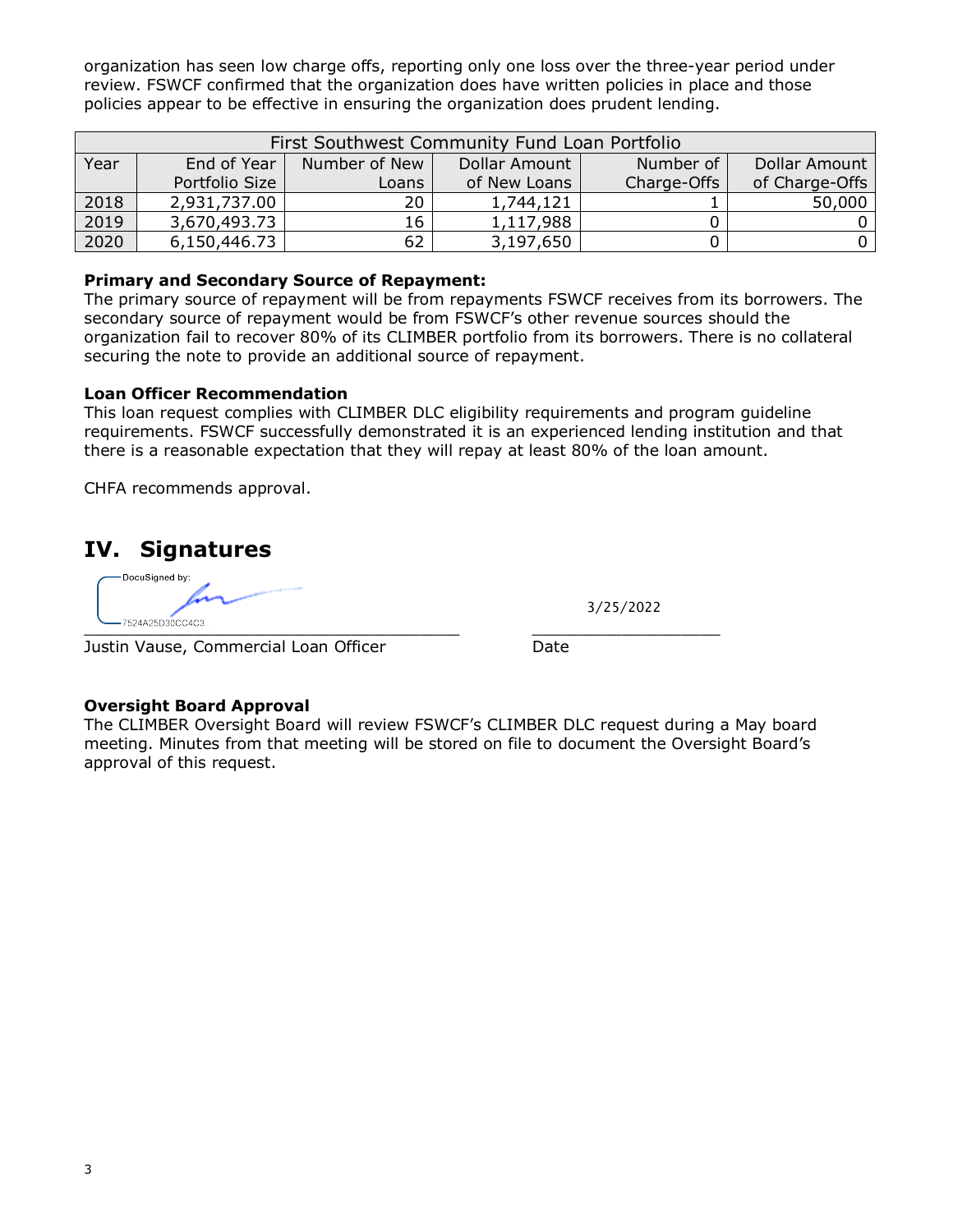organization has seen low charge offs, reporting only one loss over the three-year period under review. FSWCF confirmed that the organization does have written policies in place and those policies appear to be effective in ensuring the organization does prudent lending.

| First Southwest Community Fund Loan Portfolio | | | | | |
|---|---|---|---|---|---|
| Year | End of Year Portfolio Size | Number of New Loans | Dollar Amount of New Loans | Number of Charge-Offs | Dollar Amount of Charge-Offs |
| 2018 | 2,931,737.00 | 20 | 1,744,121 | 1 | 50,000 |
| 2019 | 3,670,493.73 | 16 | 1,117,988 | 0 | 0 |
| 2020 | 6,150,446.73 | 62 | 3,197,650 | 0 | 0 |

**Primary and Secondary Source of Repayment:**
The primary source of repayment will be from repayments FSWCF receives from its borrowers. The secondary source of repayment would be from FSWCF's other revenue sources should the organization fail to recover 80% of its CLIMBER portfolio from its borrowers. There is no collateral securing the note to provide an additional source of repayment.

**Loan Officer Recommendation**
This loan request complies with CLIMBER DLC eligibility requirements and program guideline requirements. FSWCF successfully demonstrated it is an experienced lending institution and that there is a reasonable expectation that they will repay at least 80% of the loan amount.

CHFA recommends approval.

# IV. Signatures

DocuSigned by:
7524A25D30CC4C3...

3/25/2022

Justin Vause, Commercial Loan Officer　　　　　Date

**Oversight Board Approval**
The CLIMBER Oversight Board will review FSWCF's CLIMBER DLC request during a May board meeting. Minutes from that meeting will be stored on file to document the Oversight Board's approval of this request.